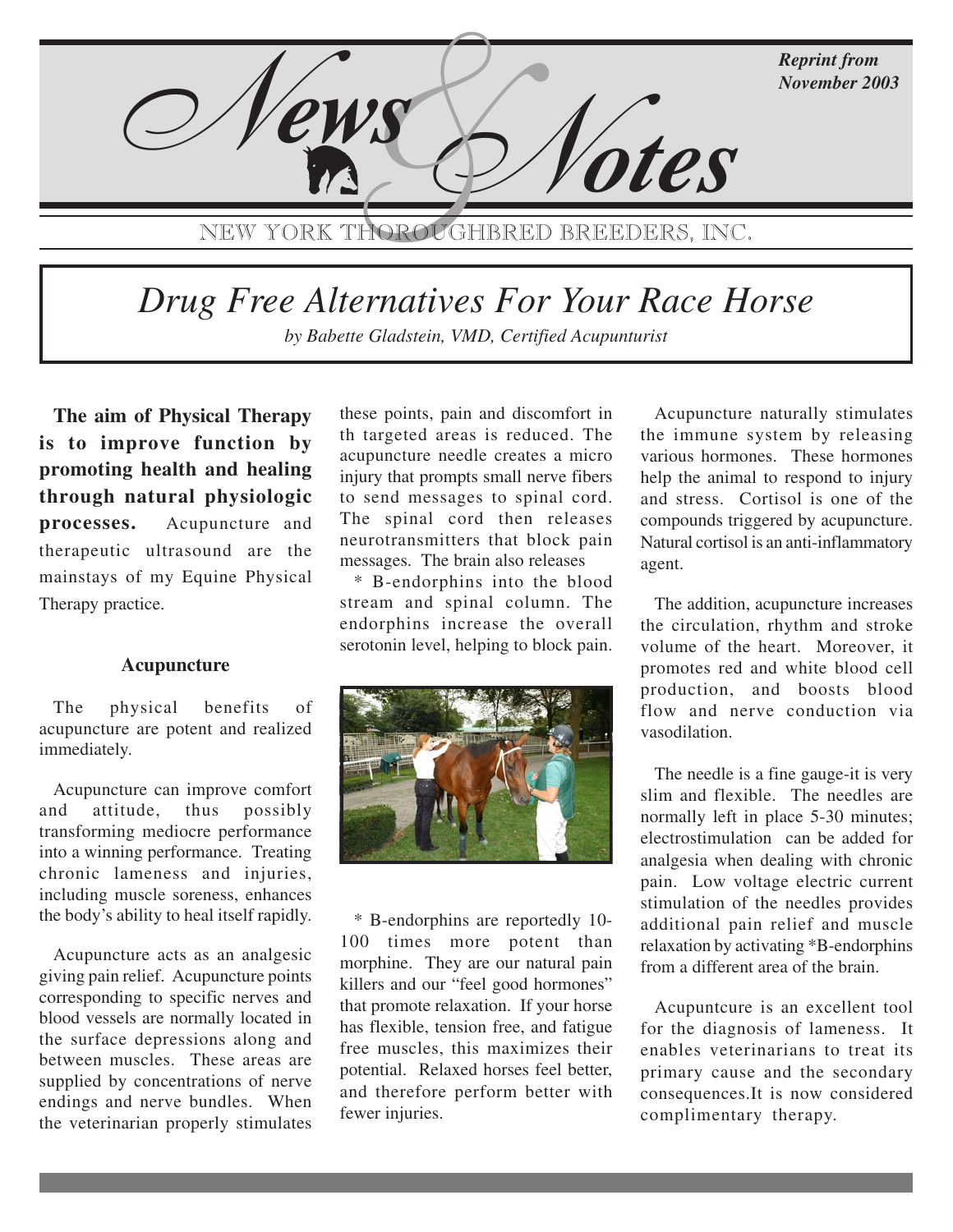# News & Notes

*Reprint from November 2003*

NEW YORK THOROUGHBRED BREEDERS, INC.

## *Drug Free Alternatives For Your Race Horse*

*by Babette Gladstein, VMD, Certified Acupunturist*

**The aim of Physical Therapy is to improve function by promoting health and healing through natural physiologic processes.** Acupuncture and therapeutic ultrasound are the mainstays of my Equine Physical Therapy practice.

### Acupuncture

The physical benefits of acupuncture are potent and realized immediately.

Acupuncture can improve comfort and attitude, thus possibly transforming mediocre performance into a winning performance. Treating chronic lameness and injuries, including muscle soreness, enhances the body's ability to heal itself rapidly.

Acupuncture acts as an analgesic giving pain relief. Acupuncture points corresponding to specific nerves and blood vessels are normally located in the surface depressions along and between muscles. These areas are supplied by concentrations of nerve endings and nerve bundles. When the veterinarian properly stimulates these points, pain and discomfort in th targeted areas is reduced. The acupuncture needle creates a micro injury that prompts small nerve fibers to send messages to spinal cord. The spinal cord then releases neurotransmitters that block pain messages. The brain also releases

* B-endorphins into the blood stream and spinal column. The endorphins increase the overall serotonin level, helping to block pain.

* B-endorphins are reportedly 10-100 times more potent than morphine. They are our natural pain killers and our "feel good hormones" that promote relaxation. If your horse has flexible, tension free, and fatigue free muscles, this maximizes their potential. Relaxed horses feel better, and therefore perform better with fewer injuries.

Acupuncture naturally stimulates the immune system by releasing various hormones. These hormones help the animal to respond to injury and stress. Cortisol is one of the compounds triggered by acupuncture. Natural cortisol is an anti-inflammatory agent.

The addition, acupuncture increases the circulation, rhythm and stroke volume of the heart. Moreover, it promotes red and white blood cell production, and boosts blood flow and nerve conduction via vasodilation.

The needle is a fine gauge-it is very slim and flexible. The needles are normally left in place 5-30 minutes; electrostimulation can be added for analgesia when dealing with chronic pain. Low voltage electric current stimulation of the needles provides additional pain relief and muscle relaxation by activating *B-endorphins from a different area of the brain.

Acupuntcure is an excellent tool for the diagnosis of lameness. It enables veterinarians to treat its primary cause and the secondary consequences.It is now considered complimentary therapy.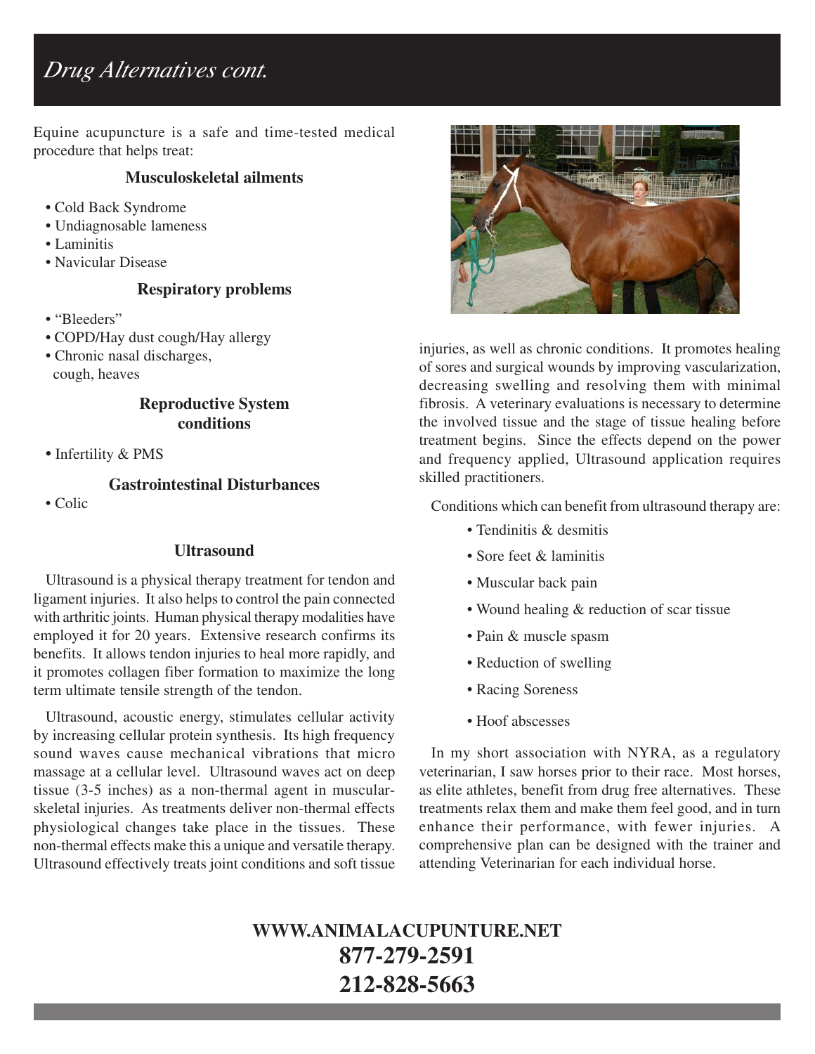# *Drug Alternatives cont.*

Equine acupuncture is a safe and time-tested medical procedure that helps treat:

**Musculoskeletal ailments**

- Cold Back Syndrome
- Undiagnosable lameness
- Laminitis
- Navicular Disease

**Respiratory problems**

- "Bleeders"
- COPD/Hay dust cough/Hay allergy
- Chronic nasal discharges, cough, heaves

**Reproductive System conditions**

- Infertility & PMS

**Gastrointestinal Disturbances**

- Colic

## Ultrasound

Ultrasound is a physical therapy treatment for tendon and ligament injuries. It also helps to control the pain connected with arthritic joints. Human physical therapy modalities have employed it for 20 years. Extensive research confirms its benefits. It allows tendon injuries to heal more rapidly, and it promotes collagen fiber formation to maximize the long term ultimate tensile strength of the tendon.

Ultrasound, acoustic energy, stimulates cellular activity by increasing cellular protein synthesis. Its high frequency sound waves cause mechanical vibrations that micro massage at a cellular level. Ultrasound waves act on deep tissue (3-5 inches) as a non-thermal agent in muscular-skeletal injuries. As treatments deliver non-thermal effects physiological changes take place in the tissues. These non-thermal effects make this a unique and versatile therapy. Ultrasound effectively treats joint conditions and soft tissue injuries, as well as chronic conditions. It promotes healing of sores and surgical wounds by improving vascularization, decreasing swelling and resolving them with minimal fibrosis. A veterinary evaluations is necessary to determine the involved tissue and the stage of tissue healing before treatment begins. Since the effects depend on the power and frequency applied, Ultrasound application requires skilled practitioners.

Conditions which can benefit from ultrasound therapy are:

- Tendinitis & desmitis
- Sore feet & laminitis
- Muscular back pain
- Wound healing & reduction of scar tissue
- Pain & muscle spasm
- Reduction of swelling
- Racing Soreness
- Hoof abscesses

In my short association with NYRA, as a regulatory veterinarian, I saw horses prior to their race. Most horses, as elite athletes, benefit from drug free alternatives. These treatments relax them and make them feel good, and in turn enhance their performance, with fewer injuries. A comprehensive plan can be designed with the trainer and attending Veterinarian for each individual horse.

**WWW.ANIMALACUPUNTURE.NET**
**877-279-2591**
**212-828-5663**